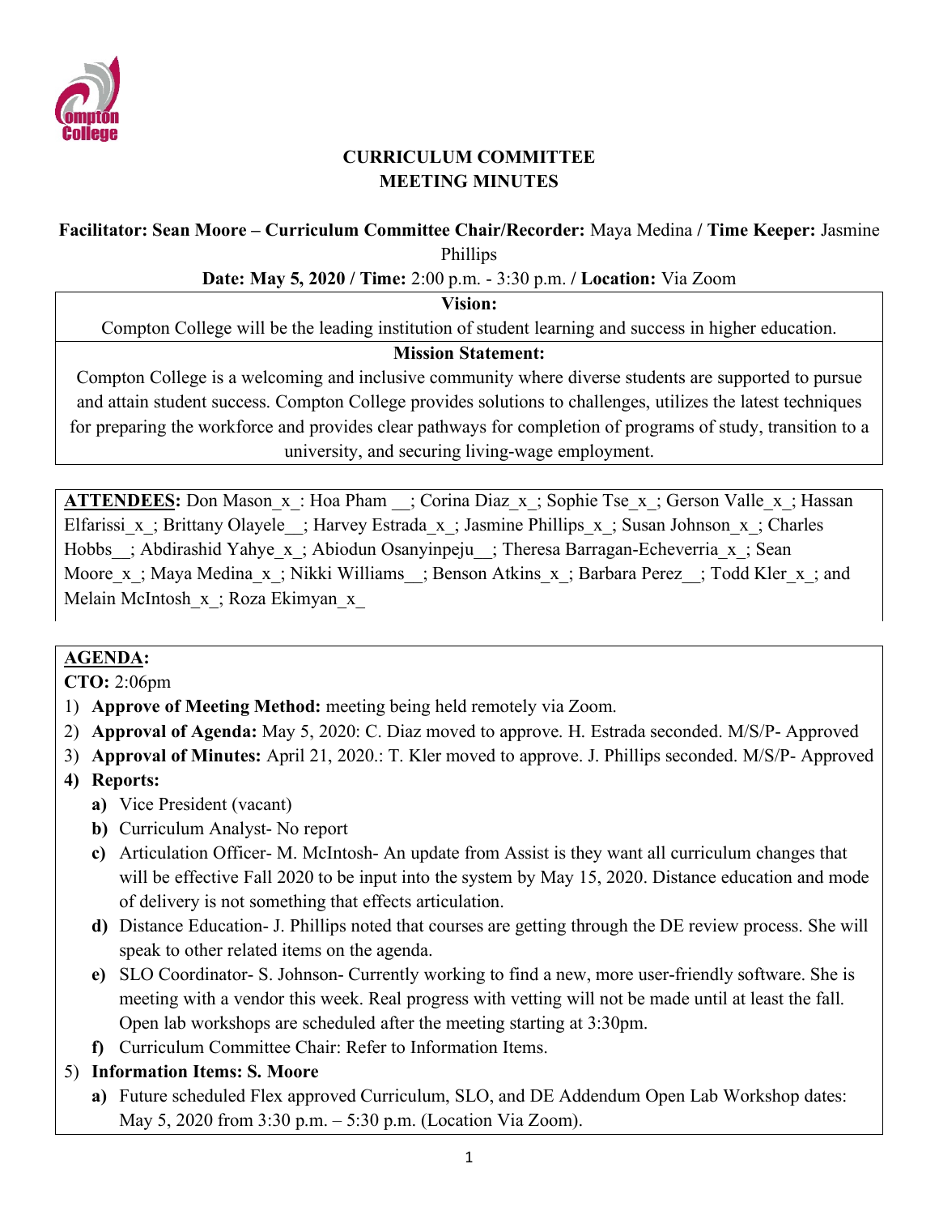# CURRICULUM COMMITTEE
# MEETING MINUTES

**Facilitator: Sean Moore – Curriculum Committee Chair/Recorder:** Maya Medina **/ Time Keeper:** Jasmine Phillips

**Date: May 5, 2020 / Time:** 2:00 p.m. - 3:30 p.m. **/ Location:** Via Zoom

| **Vision:** |
|---|
| Compton College will be the leading institution of student learning and success in higher education. |
| **Mission Statement:** |
| Compton College is a welcoming and inclusive community where diverse students are supported to pursue and attain student success. Compton College provides solutions to challenges, utilizes the latest techniques for preparing the workforce and provides clear pathways for completion of programs of study, transition to a university, and securing living-wage employment. |

**ATTENDEES:** Don Mason_x_: Hoa Pham __; Corina Diaz_x_; Sophie Tse_x_; Gerson Valle_x_; Hassan Elfarissi_x_; Brittany Olayele__; Harvey Estrada_x_; Jasmine Phillips_x_; Susan Johnson_x_; Charles Hobbs__; Abdirashid Yahye_x_; Abiodun Osanyinpeju__; Theresa Barragan-Echeverria_x_; Sean Moore_x_; Maya Medina_x_; Nikki Williams__; Benson Atkins_x_; Barbara Perez__; Todd Kler_x_; and Melain McIntosh_x_; Roza Ekimyan_x_

**AGENDA:**

**CTO:** 2:06pm

1) **Approve of Meeting Method:** meeting being held remotely via Zoom.
2) **Approval of Agenda:** May 5, 2020: C. Diaz moved to approve. H. Estrada seconded. M/S/P- Approved
3) **Approval of Minutes:** April 21, 2020.: T. Kler moved to approve. J. Phillips seconded. M/S/P- Approved
4) **Reports:**
   a) Vice President (vacant)
   b) Curriculum Analyst- No report
   c) Articulation Officer- M. McIntosh- An update from Assist is they want all curriculum changes that will be effective Fall 2020 to be input into the system by May 15, 2020. Distance education and mode of delivery is not something that effects articulation.
   d) Distance Education- J. Phillips noted that courses are getting through the DE review process. She will speak to other related items on the agenda.
   e) SLO Coordinator- S. Johnson- Currently working to find a new, more user-friendly software. She is meeting with a vendor this week. Real progress with vetting will not be made until at least the fall. Open lab workshops are scheduled after the meeting starting at 3:30pm.
   f) Curriculum Committee Chair: Refer to Information Items.
5) **Information Items: S. Moore**
   a) Future scheduled Flex approved Curriculum, SLO, and DE Addendum Open Lab Workshop dates: May 5, 2020 from 3:30 p.m. – 5:30 p.m. (Location Via Zoom).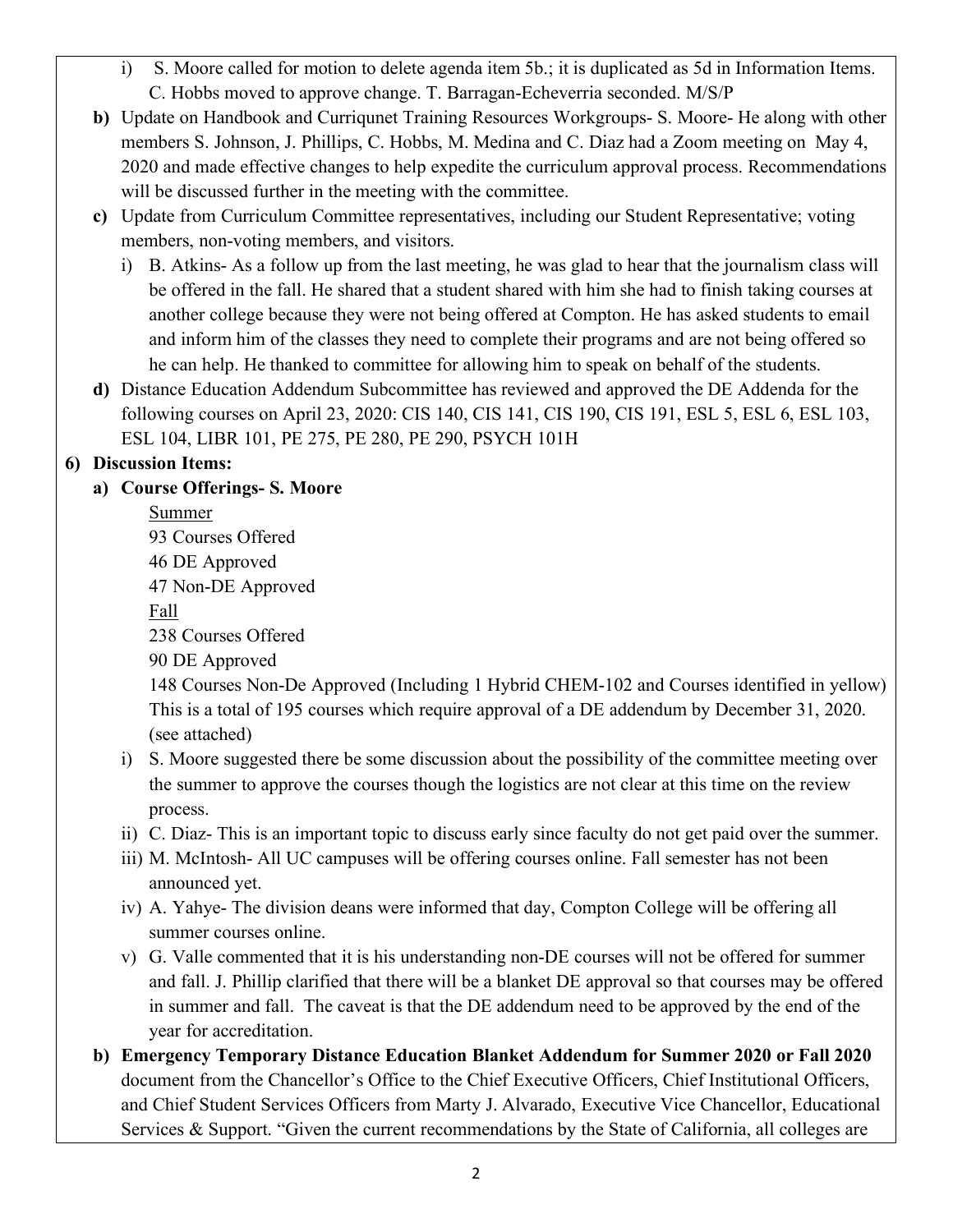i) S. Moore called for motion to delete agenda item 5b.; it is duplicated as 5d in Information Items. C. Hobbs moved to approve change. T. Barragan-Echeverria seconded. M/S/P

**b)** Update on Handbook and Curriqunet Training Resources Workgroups- S. Moore- He along with other members S. Johnson, J. Phillips, C. Hobbs, M. Medina and C. Diaz had a Zoom meeting on May 4, 2020 and made effective changes to help expedite the curriculum approval process. Recommendations will be discussed further in the meeting with the committee.

**c)** Update from Curriculum Committee representatives, including our Student Representative; voting members, non-voting members, and visitors.

i) B. Atkins- As a follow up from the last meeting, he was glad to hear that the journalism class will be offered in the fall. He shared that a student shared with him she had to finish taking courses at another college because they were not being offered at Compton. He has asked students to email and inform him of the classes they need to complete their programs and are not being offered so he can help. He thanked to committee for allowing him to speak on behalf of the students.

**d)** Distance Education Addendum Subcommittee has reviewed and approved the DE Addenda for the following courses on April 23, 2020: CIS 140, CIS 141, CIS 190, CIS 191, ESL 5, ESL 6, ESL 103, ESL 104, LIBR 101, PE 275, PE 280, PE 290, PSYCH 101H

**6) Discussion Items:**

**a) Course Offerings- S. Moore**

Summer

93 Courses Offered

46 DE Approved

47 Non-DE Approved

Fall

238 Courses Offered

90 DE Approved

148 Courses Non-De Approved (Including 1 Hybrid CHEM-102 and Courses identified in yellow) This is a total of 195 courses which require approval of a DE addendum by December 31, 2020. (see attached)

i) S. Moore suggested there be some discussion about the possibility of the committee meeting over the summer to approve the courses though the logistics are not clear at this time on the review process.

ii) C. Diaz- This is an important topic to discuss early since faculty do not get paid over the summer.

iii) M. McIntosh- All UC campuses will be offering courses online. Fall semester has not been announced yet.

iv) A. Yahye- The division deans were informed that day, Compton College will be offering all summer courses online.

v) G. Valle commented that it is his understanding non-DE courses will not be offered for summer and fall. J. Phillip clarified that there will be a blanket DE approval so that courses may be offered in summer and fall. The caveat is that the DE addendum need to be approved by the end of the year for accreditation.

**b) Emergency Temporary Distance Education Blanket Addendum for Summer 2020 or Fall 2020** document from the Chancellor's Office to the Chief Executive Officers, Chief Institutional Officers, and Chief Student Services Officers from Marty J. Alvarado, Executive Vice Chancellor, Educational Services & Support. "Given the current recommendations by the State of California, all colleges are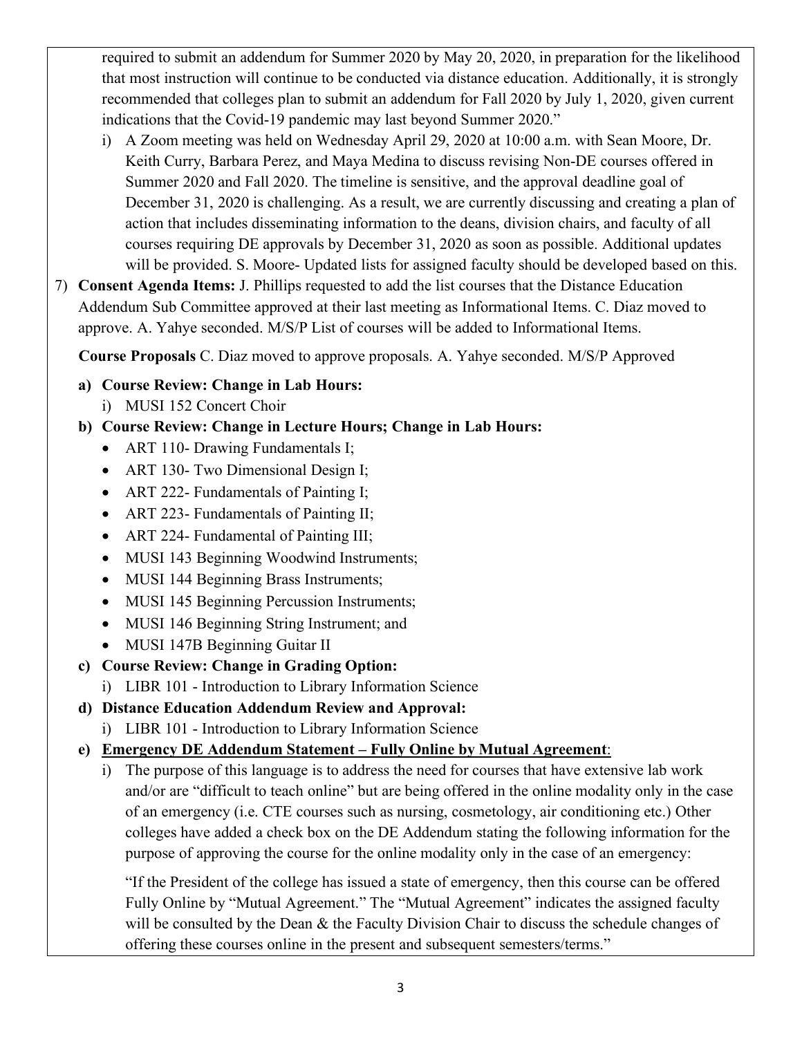required to submit an addendum for Summer 2020 by May 20, 2020, in preparation for the likelihood that most instruction will continue to be conducted via distance education. Additionally, it is strongly recommended that colleges plan to submit an addendum for Fall 2020 by July 1, 2020, given current indications that the Covid-19 pandemic may last beyond Summer 2020."

i) A Zoom meeting was held on Wednesday April 29, 2020 at 10:00 a.m. with Sean Moore, Dr. Keith Curry, Barbara Perez, and Maya Medina to discuss revising Non-DE courses offered in Summer 2020 and Fall 2020. The timeline is sensitive, and the approval deadline goal of December 31, 2020 is challenging. As a result, we are currently discussing and creating a plan of action that includes disseminating information to the deans, division chairs, and faculty of all courses requiring DE approvals by December 31, 2020 as soon as possible. Additional updates will be provided. S. Moore- Updated lists for assigned faculty should be developed based on this.

7) **Consent Agenda Items:** J. Phillips requested to add the list courses that the Distance Education Addendum Sub Committee approved at their last meeting as Informational Items. C. Diaz moved to approve. A. Yahye seconded. M/S/P List of courses will be added to Informational Items.

**Course Proposals** C. Diaz moved to approve proposals. A. Yahye seconded. M/S/P Approved

**a) Course Review: Change in Lab Hours:**

i) MUSI 152 Concert Choir

**b) Course Review: Change in Lecture Hours; Change in Lab Hours:**

- ART 110- Drawing Fundamentals I;
- ART 130- Two Dimensional Design I;
- ART 222- Fundamentals of Painting I;
- ART 223- Fundamentals of Painting II;
- ART 224- Fundamental of Painting III;
- MUSI 143 Beginning Woodwind Instruments;
- MUSI 144 Beginning Brass Instruments;
- MUSI 145 Beginning Percussion Instruments;
- MUSI 146 Beginning String Instrument; and
- MUSI 147B Beginning Guitar II

**c) Course Review: Change in Grading Option:**

i) LIBR 101 - Introduction to Library Information Science

**d) Distance Education Addendum Review and Approval:**

i) LIBR 101 - Introduction to Library Information Science

**e) Emergency DE Addendum Statement – Fully Online by Mutual Agreement:**

i) The purpose of this language is to address the need for courses that have extensive lab work and/or are "difficult to teach online" but are being offered in the online modality only in the case of an emergency (i.e. CTE courses such as nursing, cosmetology, air conditioning etc.) Other colleges have added a check box on the DE Addendum stating the following information for the purpose of approving the course for the online modality only in the case of an emergency:

"If the President of the college has issued a state of emergency, then this course can be offered Fully Online by "Mutual Agreement." The "Mutual Agreement" indicates the assigned faculty will be consulted by the Dean & the Faculty Division Chair to discuss the schedule changes of offering these courses online in the present and subsequent semesters/terms."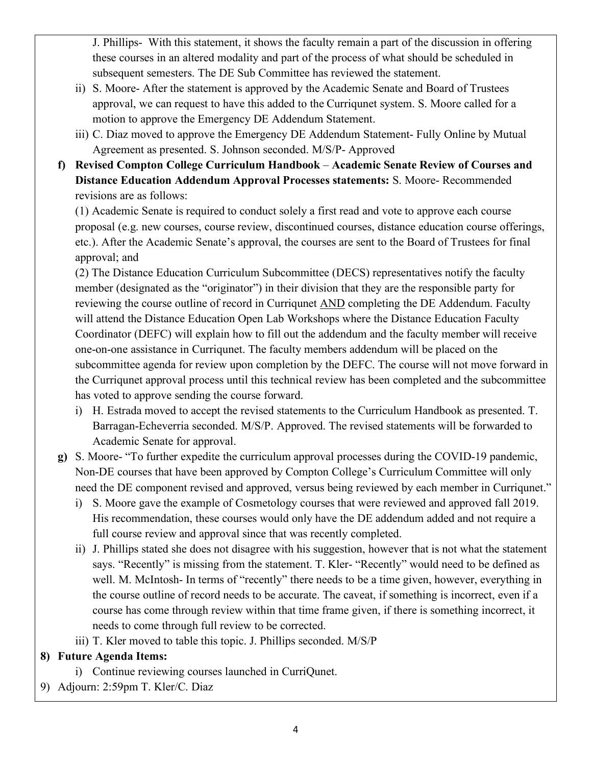J. Phillips- With this statement, it shows the faculty remain a part of the discussion in offering these courses in an altered modality and part of the process of what should be scheduled in subsequent semesters. The DE Sub Committee has reviewed the statement.

ii) S. Moore- After the statement is approved by the Academic Senate and Board of Trustees approval, we can request to have this added to the Curriqunet system. S. Moore called for a motion to approve the Emergency DE Addendum Statement.

iii) C. Diaz moved to approve the Emergency DE Addendum Statement- Fully Online by Mutual Agreement as presented. S. Johnson seconded. M/S/P- Approved

**f) Revised Compton College Curriculum Handbook – Academic Senate Review of Courses and Distance Education Addendum Approval Processes statements:** S. Moore- Recommended revisions are as follows:

(1) Academic Senate is required to conduct solely a first read and vote to approve each course proposal (e.g. new courses, course review, discontinued courses, distance education course offerings, etc.). After the Academic Senate's approval, the courses are sent to the Board of Trustees for final approval; and

(2) The Distance Education Curriculum Subcommittee (DECS) representatives notify the faculty member (designated as the "originator") in their division that they are the responsible party for reviewing the course outline of record in Curriqunet <u>AND</u> completing the DE Addendum. Faculty will attend the Distance Education Open Lab Workshops where the Distance Education Faculty Coordinator (DEFC) will explain how to fill out the addendum and the faculty member will receive one-on-one assistance in Curriqunet. The faculty members addendum will be placed on the subcommittee agenda for review upon completion by the DEFC. The course will not move forward in the Curriqunet approval process until this technical review has been completed and the subcommittee has voted to approve sending the course forward.

i) H. Estrada moved to accept the revised statements to the Curriculum Handbook as presented. T. Barragan-Echeverria seconded. M/S/P. Approved. The revised statements will be forwarded to Academic Senate for approval.

**g)** S. Moore- "To further expedite the curriculum approval processes during the COVID-19 pandemic, Non-DE courses that have been approved by Compton College's Curriculum Committee will only need the DE component revised and approved, versus being reviewed by each member in Curriqunet."

i) S. Moore gave the example of Cosmetology courses that were reviewed and approved fall 2019. His recommendation, these courses would only have the DE addendum added and not require a full course review and approval since that was recently completed.

ii) J. Phillips stated she does not disagree with his suggestion, however that is not what the statement says. "Recently" is missing from the statement. T. Kler- "Recently" would need to be defined as well. M. McIntosh- In terms of "recently" there needs to be a time given, however, everything in the course outline of record needs to be accurate. The caveat, if something is incorrect, even if a course has come through review within that time frame given, if there is something incorrect, it needs to come through full review to be corrected.

iii) T. Kler moved to table this topic. J. Phillips seconded. M/S/P

**8) Future Agenda Items:**

i) Continue reviewing courses launched in CurriQunet.

9) Adjourn: 2:59pm T. Kler/C. Diaz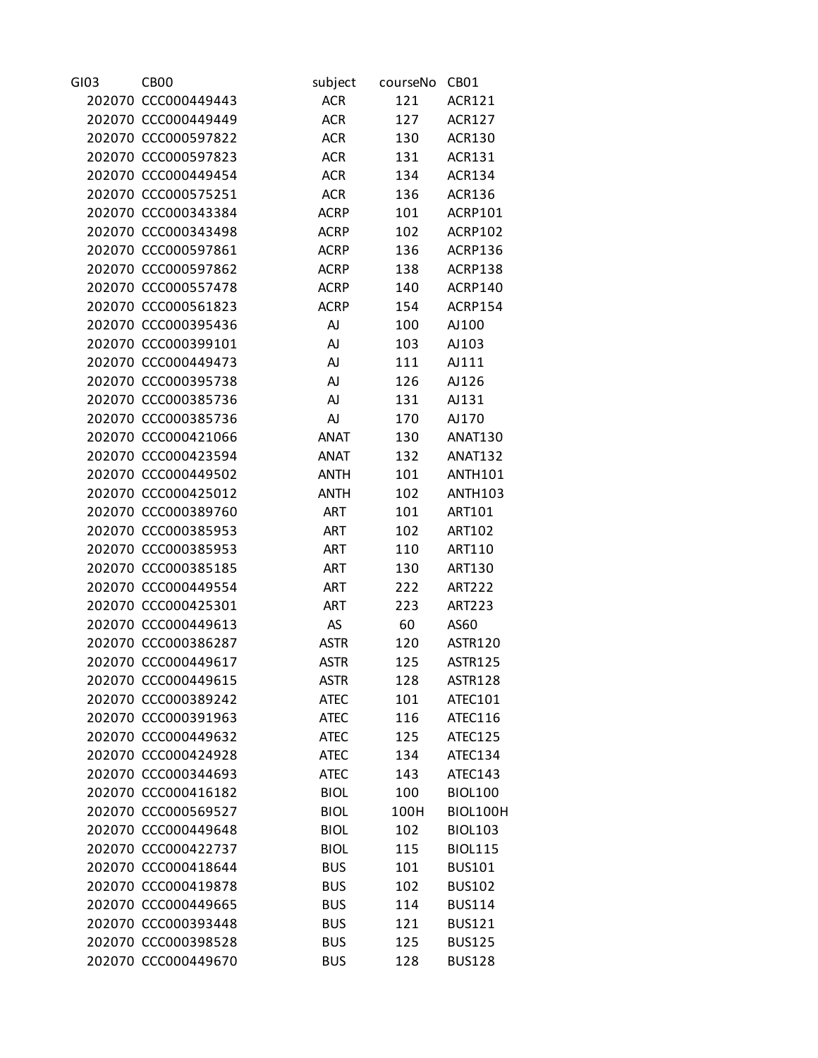| GI03 | CB00 | subject | courseNo | CB01 |
|---|---|---|---|---|
| 202070 | CCC000449443 | ACR | 121 | ACR121 |
| 202070 | CCC000449449 | ACR | 127 | ACR127 |
| 202070 | CCC000597822 | ACR | 130 | ACR130 |
| 202070 | CCC000597823 | ACR | 131 | ACR131 |
| 202070 | CCC000449454 | ACR | 134 | ACR134 |
| 202070 | CCC000575251 | ACR | 136 | ACR136 |
| 202070 | CCC000343384 | ACRP | 101 | ACRP101 |
| 202070 | CCC000343498 | ACRP | 102 | ACRP102 |
| 202070 | CCC000597861 | ACRP | 136 | ACRP136 |
| 202070 | CCC000597862 | ACRP | 138 | ACRP138 |
| 202070 | CCC000557478 | ACRP | 140 | ACRP140 |
| 202070 | CCC000561823 | ACRP | 154 | ACRP154 |
| 202070 | CCC000395436 | AJ | 100 | AJ100 |
| 202070 | CCC000399101 | AJ | 103 | AJ103 |
| 202070 | CCC000449473 | AJ | 111 | AJ111 |
| 202070 | CCC000395738 | AJ | 126 | AJ126 |
| 202070 | CCC000385736 | AJ | 131 | AJ131 |
| 202070 | CCC000385736 | AJ | 170 | AJ170 |
| 202070 | CCC000421066 | ANAT | 130 | ANAT130 |
| 202070 | CCC000423594 | ANAT | 132 | ANAT132 |
| 202070 | CCC000449502 | ANTH | 101 | ANTH101 |
| 202070 | CCC000425012 | ANTH | 102 | ANTH103 |
| 202070 | CCC000389760 | ART | 101 | ART101 |
| 202070 | CCC000385953 | ART | 102 | ART102 |
| 202070 | CCC000385953 | ART | 110 | ART110 |
| 202070 | CCC000385185 | ART | 130 | ART130 |
| 202070 | CCC000449554 | ART | 222 | ART222 |
| 202070 | CCC000425301 | ART | 223 | ART223 |
| 202070 | CCC000449613 | AS | 60 | AS60 |
| 202070 | CCC000386287 | ASTR | 120 | ASTR120 |
| 202070 | CCC000449617 | ASTR | 125 | ASTR125 |
| 202070 | CCC000449615 | ASTR | 128 | ASTR128 |
| 202070 | CCC000389242 | ATEC | 101 | ATEC101 |
| 202070 | CCC000391963 | ATEC | 116 | ATEC116 |
| 202070 | CCC000449632 | ATEC | 125 | ATEC125 |
| 202070 | CCC000424928 | ATEC | 134 | ATEC134 |
| 202070 | CCC000344693 | ATEC | 143 | ATEC143 |
| 202070 | CCC000416182 | BIOL | 100 | BIOL100 |
| 202070 | CCC000569527 | BIOL | 100H | BIOL100H |
| 202070 | CCC000449648 | BIOL | 102 | BIOL103 |
| 202070 | CCC000422737 | BIOL | 115 | BIOL115 |
| 202070 | CCC000418644 | BUS | 101 | BUS101 |
| 202070 | CCC000419878 | BUS | 102 | BUS102 |
| 202070 | CCC000449665 | BUS | 114 | BUS114 |
| 202070 | CCC000393448 | BUS | 121 | BUS121 |
| 202070 | CCC000398528 | BUS | 125 | BUS125 |
| 202070 | CCC000449670 | BUS | 128 | BUS128 |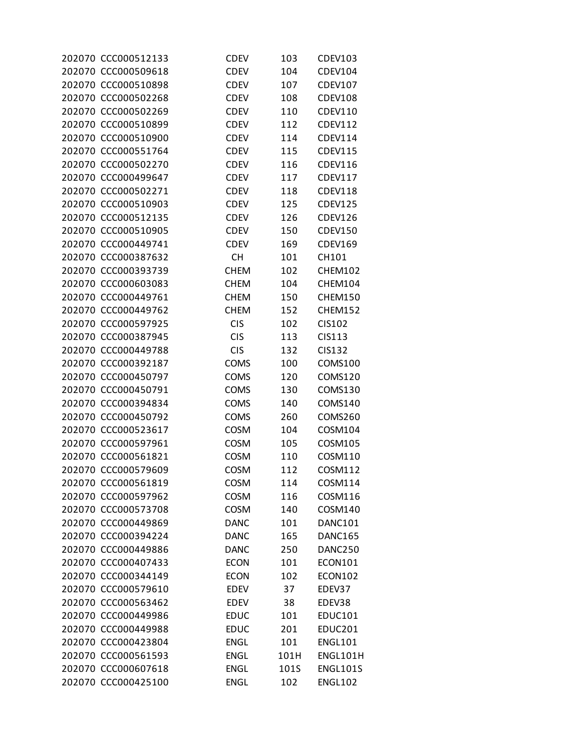| | | | | |
|---|---|---|---|---|
| 202070 | CCC000512133 | CDEV | 103 | CDEV103 |
| 202070 | CCC000509618 | CDEV | 104 | CDEV104 |
| 202070 | CCC000510898 | CDEV | 107 | CDEV107 |
| 202070 | CCC000502268 | CDEV | 108 | CDEV108 |
| 202070 | CCC000502269 | CDEV | 110 | CDEV110 |
| 202070 | CCC000510899 | CDEV | 112 | CDEV112 |
| 202070 | CCC000510900 | CDEV | 114 | CDEV114 |
| 202070 | CCC000551764 | CDEV | 115 | CDEV115 |
| 202070 | CCC000502270 | CDEV | 116 | CDEV116 |
| 202070 | CCC000499647 | CDEV | 117 | CDEV117 |
| 202070 | CCC000502271 | CDEV | 118 | CDEV118 |
| 202070 | CCC000510903 | CDEV | 125 | CDEV125 |
| 202070 | CCC000512135 | CDEV | 126 | CDEV126 |
| 202070 | CCC000510905 | CDEV | 150 | CDEV150 |
| 202070 | CCC000449741 | CDEV | 169 | CDEV169 |
| 202070 | CCC000387632 | CH | 101 | CH101 |
| 202070 | CCC000393739 | CHEM | 102 | CHEM102 |
| 202070 | CCC000603083 | CHEM | 104 | CHEM104 |
| 202070 | CCC000449761 | CHEM | 150 | CHEM150 |
| 202070 | CCC000449762 | CHEM | 152 | CHEM152 |
| 202070 | CCC000597925 | CIS | 102 | CIS102 |
| 202070 | CCC000387945 | CIS | 113 | CIS113 |
| 202070 | CCC000449788 | CIS | 132 | CIS132 |
| 202070 | CCC000392187 | COMS | 100 | COMS100 |
| 202070 | CCC000450797 | COMS | 120 | COMS120 |
| 202070 | CCC000450791 | COMS | 130 | COMS130 |
| 202070 | CCC000394834 | COMS | 140 | COMS140 |
| 202070 | CCC000450792 | COMS | 260 | COMS260 |
| 202070 | CCC000523617 | COSM | 104 | COSM104 |
| 202070 | CCC000597961 | COSM | 105 | COSM105 |
| 202070 | CCC000561821 | COSM | 110 | COSM110 |
| 202070 | CCC000579609 | COSM | 112 | COSM112 |
| 202070 | CCC000561819 | COSM | 114 | COSM114 |
| 202070 | CCC000597962 | COSM | 116 | COSM116 |
| 202070 | CCC000573708 | COSM | 140 | COSM140 |
| 202070 | CCC000449869 | DANC | 101 | DANC101 |
| 202070 | CCC000394224 | DANC | 165 | DANC165 |
| 202070 | CCC000449886 | DANC | 250 | DANC250 |
| 202070 | CCC000407433 | ECON | 101 | ECON101 |
| 202070 | CCC000344149 | ECON | 102 | ECON102 |
| 202070 | CCC000579610 | EDEV | 37 | EDEV37 |
| 202070 | CCC000563462 | EDEV | 38 | EDEV38 |
| 202070 | CCC000449986 | EDUC | 101 | EDUC101 |
| 202070 | CCC000449988 | EDUC | 201 | EDUC201 |
| 202070 | CCC000423804 | ENGL | 101 | ENGL101 |
| 202070 | CCC000561593 | ENGL | 101H | ENGL101H |
| 202070 | CCC000607618 | ENGL | 101S | ENGL101S |
| 202070 | CCC000425100 | ENGL | 102 | ENGL102 |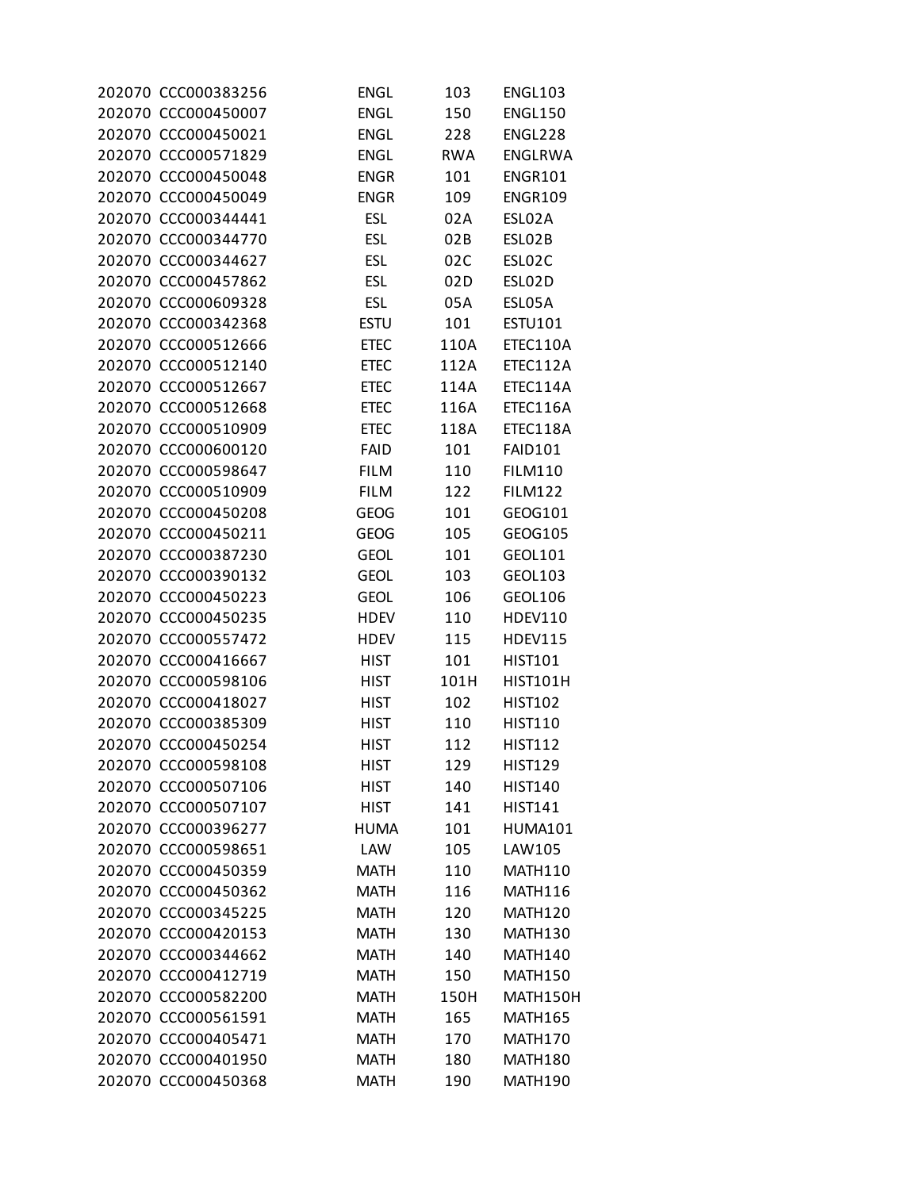| | | | | |
|---|---|---|---|---|
| 202070 | CCC000383256 | ENGL | 103 | ENGL103 |
| 202070 | CCC000450007 | ENGL | 150 | ENGL150 |
| 202070 | CCC000450021 | ENGL | 228 | ENGL228 |
| 202070 | CCC000571829 | ENGL | RWA | ENGLRWA |
| 202070 | CCC000450048 | ENGR | 101 | ENGR101 |
| 202070 | CCC000450049 | ENGR | 109 | ENGR109 |
| 202070 | CCC000344441 | ESL | 02A | ESL02A |
| 202070 | CCC000344770 | ESL | 02B | ESL02B |
| 202070 | CCC000344627 | ESL | 02C | ESL02C |
| 202070 | CCC000457862 | ESL | 02D | ESL02D |
| 202070 | CCC000609328 | ESL | 05A | ESL05A |
| 202070 | CCC000342368 | ESTU | 101 | ESTU101 |
| 202070 | CCC000512666 | ETEC | 110A | ETEC110A |
| 202070 | CCC000512140 | ETEC | 112A | ETEC112A |
| 202070 | CCC000512667 | ETEC | 114A | ETEC114A |
| 202070 | CCC000512668 | ETEC | 116A | ETEC116A |
| 202070 | CCC000510909 | ETEC | 118A | ETEC118A |
| 202070 | CCC000600120 | FAID | 101 | FAID101 |
| 202070 | CCC000598647 | FILM | 110 | FILM110 |
| 202070 | CCC000510909 | FILM | 122 | FILM122 |
| 202070 | CCC000450208 | GEOG | 101 | GEOG101 |
| 202070 | CCC000450211 | GEOG | 105 | GEOG105 |
| 202070 | CCC000387230 | GEOL | 101 | GEOL101 |
| 202070 | CCC000390132 | GEOL | 103 | GEOL103 |
| 202070 | CCC000450223 | GEOL | 106 | GEOL106 |
| 202070 | CCC000450235 | HDEV | 110 | HDEV110 |
| 202070 | CCC000557472 | HDEV | 115 | HDEV115 |
| 202070 | CCC000416667 | HIST | 101 | HIST101 |
| 202070 | CCC000598106 | HIST | 101H | HIST101H |
| 202070 | CCC000418027 | HIST | 102 | HIST102 |
| 202070 | CCC000385309 | HIST | 110 | HIST110 |
| 202070 | CCC000450254 | HIST | 112 | HIST112 |
| 202070 | CCC000598108 | HIST | 129 | HIST129 |
| 202070 | CCC000507106 | HIST | 140 | HIST140 |
| 202070 | CCC000507107 | HIST | 141 | HIST141 |
| 202070 | CCC000396277 | HUMA | 101 | HUMA101 |
| 202070 | CCC000598651 | LAW | 105 | LAW105 |
| 202070 | CCC000450359 | MATH | 110 | MATH110 |
| 202070 | CCC000450362 | MATH | 116 | MATH116 |
| 202070 | CCC000345225 | MATH | 120 | MATH120 |
| 202070 | CCC000420153 | MATH | 130 | MATH130 |
| 202070 | CCC000344662 | MATH | 140 | MATH140 |
| 202070 | CCC000412719 | MATH | 150 | MATH150 |
| 202070 | CCC000582200 | MATH | 150H | MATH150H |
| 202070 | CCC000561591 | MATH | 165 | MATH165 |
| 202070 | CCC000405471 | MATH | 170 | MATH170 |
| 202070 | CCC000401950 | MATH | 180 | MATH180 |
| 202070 | CCC000450368 | MATH | 190 | MATH190 |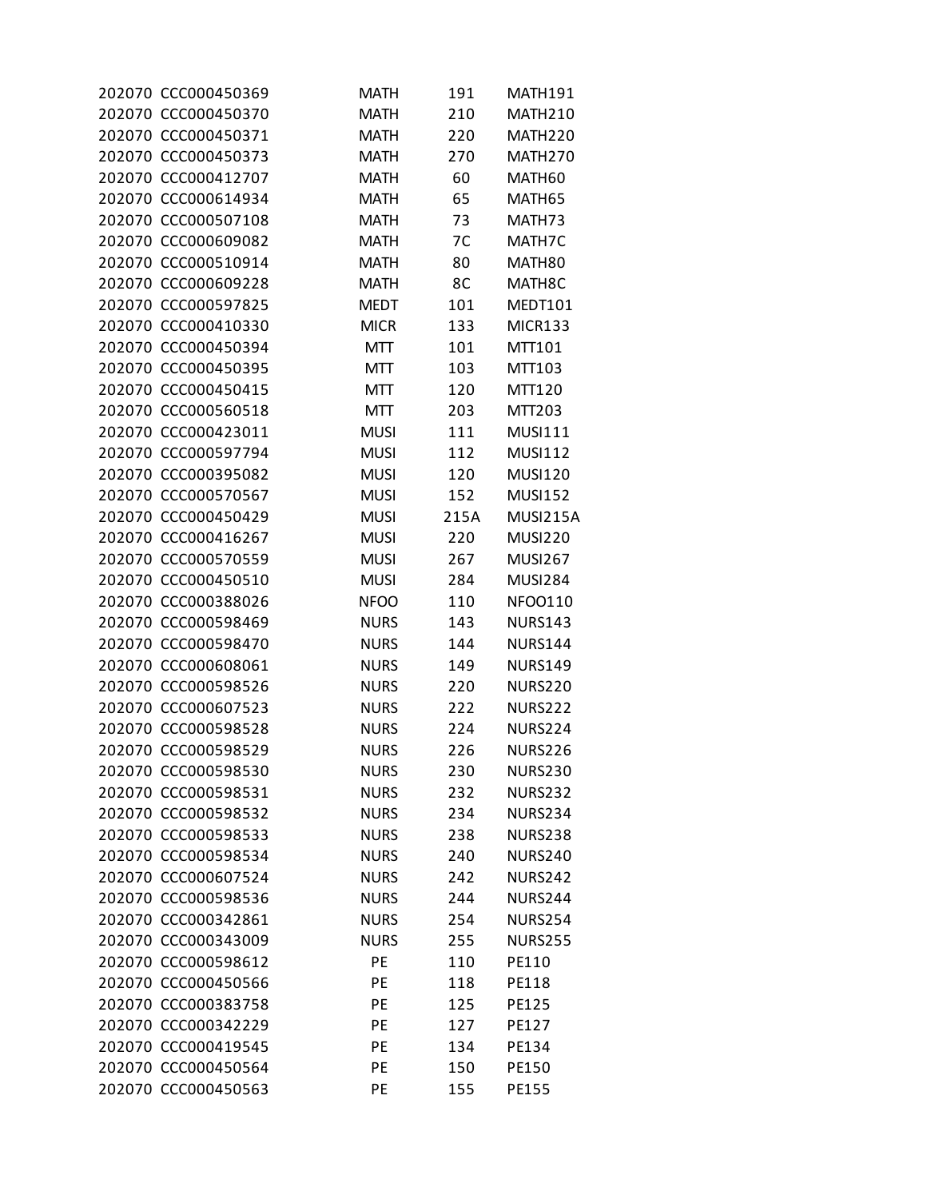| | | | | |
|---|---|---|---|---|
| 202070 | CCC000450369 | MATH | 191 | MATH191 |
| 202070 | CCC000450370 | MATH | 210 | MATH210 |
| 202070 | CCC000450371 | MATH | 220 | MATH220 |
| 202070 | CCC000450373 | MATH | 270 | MATH270 |
| 202070 | CCC000412707 | MATH | 60 | MATH60 |
| 202070 | CCC000614934 | MATH | 65 | MATH65 |
| 202070 | CCC000507108 | MATH | 73 | MATH73 |
| 202070 | CCC000609082 | MATH | 7C | MATH7C |
| 202070 | CCC000510914 | MATH | 80 | MATH80 |
| 202070 | CCC000609228 | MATH | 8C | MATH8C |
| 202070 | CCC000597825 | MEDT | 101 | MEDT101 |
| 202070 | CCC000410330 | MICR | 133 | MICR133 |
| 202070 | CCC000450394 | MTT | 101 | MTT101 |
| 202070 | CCC000450395 | MTT | 103 | MTT103 |
| 202070 | CCC000450415 | MTT | 120 | MTT120 |
| 202070 | CCC000560518 | MTT | 203 | MTT203 |
| 202070 | CCC000423011 | MUSI | 111 | MUSI111 |
| 202070 | CCC000597794 | MUSI | 112 | MUSI112 |
| 202070 | CCC000395082 | MUSI | 120 | MUSI120 |
| 202070 | CCC000570567 | MUSI | 152 | MUSI152 |
| 202070 | CCC000450429 | MUSI | 215A | MUSI215A |
| 202070 | CCC000416267 | MUSI | 220 | MUSI220 |
| 202070 | CCC000570559 | MUSI | 267 | MUSI267 |
| 202070 | CCC000450510 | MUSI | 284 | MUSI284 |
| 202070 | CCC000388026 | NFOO | 110 | NFOO110 |
| 202070 | CCC000598469 | NURS | 143 | NURS143 |
| 202070 | CCC000598470 | NURS | 144 | NURS144 |
| 202070 | CCC000608061 | NURS | 149 | NURS149 |
| 202070 | CCC000598526 | NURS | 220 | NURS220 |
| 202070 | CCC000607523 | NURS | 222 | NURS222 |
| 202070 | CCC000598528 | NURS | 224 | NURS224 |
| 202070 | CCC000598529 | NURS | 226 | NURS226 |
| 202070 | CCC000598530 | NURS | 230 | NURS230 |
| 202070 | CCC000598531 | NURS | 232 | NURS232 |
| 202070 | CCC000598532 | NURS | 234 | NURS234 |
| 202070 | CCC000598533 | NURS | 238 | NURS238 |
| 202070 | CCC000598534 | NURS | 240 | NURS240 |
| 202070 | CCC000607524 | NURS | 242 | NURS242 |
| 202070 | CCC000598536 | NURS | 244 | NURS244 |
| 202070 | CCC000342861 | NURS | 254 | NURS254 |
| 202070 | CCC000343009 | NURS | 255 | NURS255 |
| 202070 | CCC000598612 | PE | 110 | PE110 |
| 202070 | CCC000450566 | PE | 118 | PE118 |
| 202070 | CCC000383758 | PE | 125 | PE125 |
| 202070 | CCC000342229 | PE | 127 | PE127 |
| 202070 | CCC000419545 | PE | 134 | PE134 |
| 202070 | CCC000450564 | PE | 150 | PE150 |
| 202070 | CCC000450563 | PE | 155 | PE155 |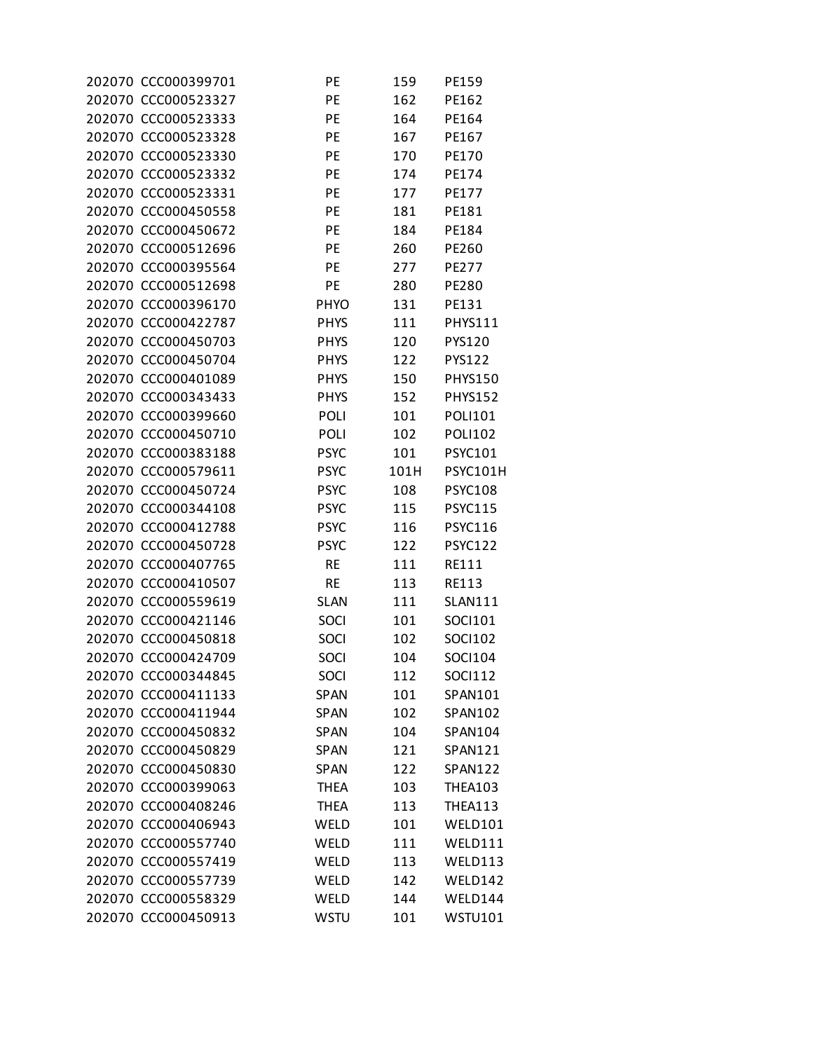| | | | | |
|---|---|---|---|---|
| 202070 | CCC000399701 | PE | 159 | PE159 |
| 202070 | CCC000523327 | PE | 162 | PE162 |
| 202070 | CCC000523333 | PE | 164 | PE164 |
| 202070 | CCC000523328 | PE | 167 | PE167 |
| 202070 | CCC000523330 | PE | 170 | PE170 |
| 202070 | CCC000523332 | PE | 174 | PE174 |
| 202070 | CCC000523331 | PE | 177 | PE177 |
| 202070 | CCC000450558 | PE | 181 | PE181 |
| 202070 | CCC000450672 | PE | 184 | PE184 |
| 202070 | CCC000512696 | PE | 260 | PE260 |
| 202070 | CCC000395564 | PE | 277 | PE277 |
| 202070 | CCC000512698 | PE | 280 | PE280 |
| 202070 | CCC000396170 | PHYO | 131 | PE131 |
| 202070 | CCC000422787 | PHYS | 111 | PHYS111 |
| 202070 | CCC000450703 | PHYS | 120 | PYS120 |
| 202070 | CCC000450704 | PHYS | 122 | PYS122 |
| 202070 | CCC000401089 | PHYS | 150 | PHYS150 |
| 202070 | CCC000343433 | PHYS | 152 | PHYS152 |
| 202070 | CCC000399660 | POLI | 101 | POLI101 |
| 202070 | CCC000450710 | POLI | 102 | POLI102 |
| 202070 | CCC000383188 | PSYC | 101 | PSYC101 |
| 202070 | CCC000579611 | PSYC | 101H | PSYC101H |
| 202070 | CCC000450724 | PSYC | 108 | PSYC108 |
| 202070 | CCC000344108 | PSYC | 115 | PSYC115 |
| 202070 | CCC000412788 | PSYC | 116 | PSYC116 |
| 202070 | CCC000450728 | PSYC | 122 | PSYC122 |
| 202070 | CCC000407765 | RE | 111 | RE111 |
| 202070 | CCC000410507 | RE | 113 | RE113 |
| 202070 | CCC000559619 | SLAN | 111 | SLAN111 |
| 202070 | CCC000421146 | SOCI | 101 | SOCI101 |
| 202070 | CCC000450818 | SOCI | 102 | SOCI102 |
| 202070 | CCC000424709 | SOCI | 104 | SOCI104 |
| 202070 | CCC000344845 | SOCI | 112 | SOCI112 |
| 202070 | CCC000411133 | SPAN | 101 | SPAN101 |
| 202070 | CCC000411944 | SPAN | 102 | SPAN102 |
| 202070 | CCC000450832 | SPAN | 104 | SPAN104 |
| 202070 | CCC000450829 | SPAN | 121 | SPAN121 |
| 202070 | CCC000450830 | SPAN | 122 | SPAN122 |
| 202070 | CCC000399063 | THEA | 103 | THEA103 |
| 202070 | CCC000408246 | THEA | 113 | THEA113 |
| 202070 | CCC000406943 | WELD | 101 | WELD101 |
| 202070 | CCC000557740 | WELD | 111 | WELD111 |
| 202070 | CCC000557419 | WELD | 113 | WELD113 |
| 202070 | CCC000557739 | WELD | 142 | WELD142 |
| 202070 | CCC000558329 | WELD | 144 | WELD144 |
| 202070 | CCC000450913 | WSTU | 101 | WSTU101 |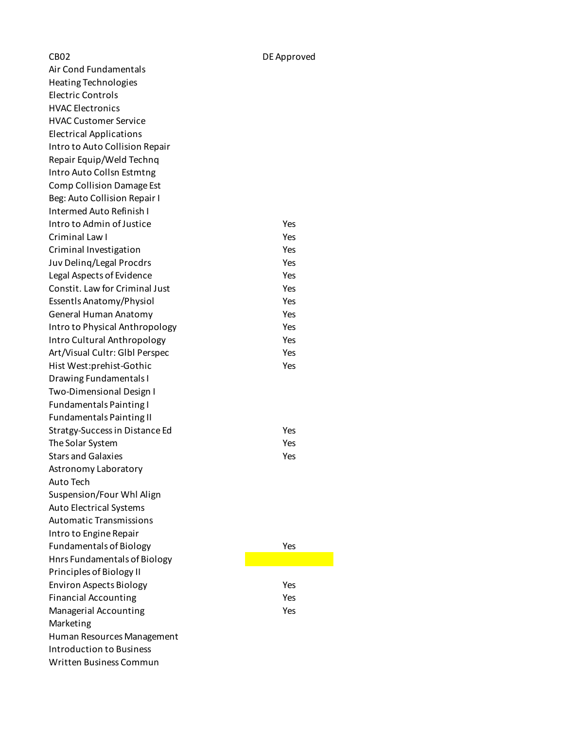| CB02 | DE Approved |
| --- | --- |
| Air Cond Fundamentals | |
| Heating Technologies | |
| Electric Controls | |
| HVAC Electronics | |
| HVAC Customer Service | |
| Electrical Applications | |
| Intro to Auto Collision Repair | |
| Repair Equip/Weld Technq | |
| Intro Auto Collsn Estmtng | |
| Comp Collision Damage Est | |
| Beg: Auto Collision Repair I | |
| Intermed Auto Refinish I | |
| Intro to Admin of Justice | Yes |
| Criminal Law I | Yes |
| Criminal Investigation | Yes |
| Juv Delinq/Legal Procdrs | Yes |
| Legal Aspects of Evidence | Yes |
| Constit. Law for Criminal Just | Yes |
| Essentls Anatomy/Physiol | Yes |
| General Human Anatomy | Yes |
| Intro to Physical Anthropology | Yes |
| Intro Cultural Anthropology | Yes |
| Art/Visual Cultr: Glbl Perspec | Yes |
| Hist West:prehist-Gothic | Yes |
| Drawing Fundamentals I | |
| Two-Dimensional Design I | |
| Fundamentals Painting I | |
| Fundamentals Painting II | |
| Stratgy-Success in Distance Ed | Yes |
| The Solar System | Yes |
| Stars and Galaxies | Yes |
| Astronomy Laboratory | |
| Auto Tech | |
| Suspension/Four Whl Align | |
| Auto Electrical Systems | |
| Automatic Transmissions | |
| Intro to Engine Repair | |
| Fundamentals of Biology | Yes |
| Hnrs Fundamentals of Biology | |
| Principles of Biology II | |
| Environ Aspects Biology | Yes |
| Financial Accounting | Yes |
| Managerial Accounting | Yes |
| Marketing | |
| Human Resources Management | |
| Introduction to Business | |
| Written Business Commun | |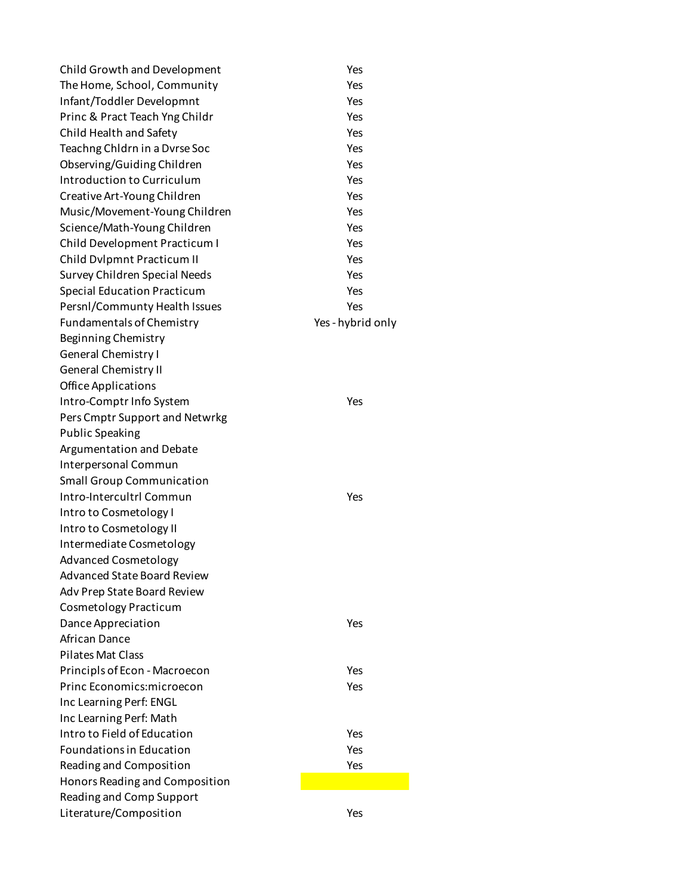| | |
|---|---|
| Child Growth and Development | Yes |
| The Home, School, Community | Yes |
| Infant/Toddler Developmnt | Yes |
| Princ & Pract Teach Yng Childr | Yes |
| Child Health and Safety | Yes |
| Teachng Chldrn in a Dvrse Soc | Yes |
| Observing/Guiding Children | Yes |
| Introduction to Curriculum | Yes |
| Creative Art-Young Children | Yes |
| Music/Movement-Young Children | Yes |
| Science/Math-Young Children | Yes |
| Child Development Practicum I | Yes |
| Child Dvlpmnt Practicum II | Yes |
| Survey Children Special Needs | Yes |
| Special Education Practicum | Yes |
| Persnl/Communty Health Issues | Yes |
| Fundamentals of Chemistry | Yes - hybrid only |
| Beginning Chemistry | |
| General Chemistry I | |
| General Chemistry II | |
| Office Applications | |
| Intro-Comptr Info System | Yes |
| Pers Cmptr Support and Netwrkg | |
| Public Speaking | |
| Argumentation and Debate | |
| Interpersonal Commun | |
| Small Group Communication | |
| Intro-Intercultrl Commun | Yes |
| Intro to Cosmetology I | |
| Intro to Cosmetology II | |
| Intermediate Cosmetology | |
| Advanced Cosmetology | |
| Advanced State Board Review | |
| Adv Prep State Board Review | |
| Cosmetology Practicum | |
| Dance Appreciation | Yes |
| African Dance | |
| Pilates Mat Class | |
| Principls of Econ - Macroecon | Yes |
| Princ Economics:microecon | Yes |
| Inc Learning Perf: ENGL | |
| Inc Learning Perf: Math | |
| Intro to Field of Education | Yes |
| Foundations in Education | Yes |
| Reading and Composition | Yes |
| Honors Reading and Composition | |
| Reading and Comp Support | |
| Literature/Composition | Yes |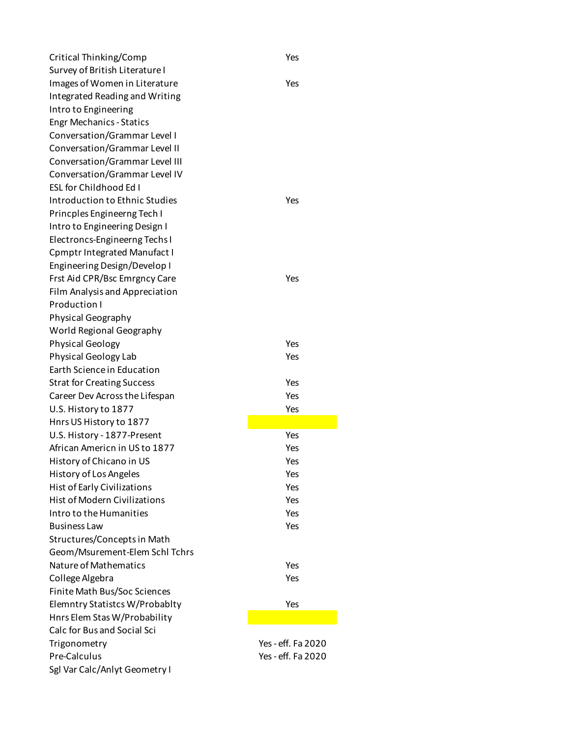| | |
|---|---|
| Critical Thinking/Comp | Yes |
| Survey of British Literature I | |
| Images of Women in Literature | Yes |
| Integrated Reading and Writing | |
| Intro to Engineering | |
| Engr Mechanics - Statics | |
| Conversation/Grammar Level I | |
| Conversation/Grammar Level II | |
| Conversation/Grammar Level III | |
| Conversation/Grammar Level IV | |
| ESL for Childhood Ed I | |
| Introduction to Ethnic Studies | Yes |
| Princples Engineerng Tech I | |
| Intro to Engineering Design I | |
| Electroncs-Engineerng Techs I | |
| Cpmptr Integrated Manufact I | |
| Engineering Design/Develop I | |
| Frst Aid CPR/Bsc Emrgncy Care | Yes |
| Film Analysis and Appreciation | |
| Production I | |
| Physical Geography | |
| World Regional Geography | |
| Physical Geology | Yes |
| Physical Geology Lab | Yes |
| Earth Science in Education | |
| Strat for Creating Success | Yes |
| Career Dev Across the Lifespan | Yes |
| U.S. History to 1877 | Yes |
| Hnrs US History to 1877 | |
| U.S. History - 1877-Present | Yes |
| African Americn in US to 1877 | Yes |
| History of Chicano in US | Yes |
| History of Los Angeles | Yes |
| Hist of Early Civilizations | Yes |
| Hist of Modern Civilizations | Yes |
| Intro to the Humanities | Yes |
| Business Law | Yes |
| Structures/Concepts in Math | |
| Geom/Msurement-Elem Schl Tchrs | |
| Nature of Mathematics | Yes |
| College Algebra | Yes |
| Finite Math Bus/Soc Sciences | |
| Elemntry Statistcs W/Probablty | Yes |
| Hnrs Elem Stas W/Probability | |
| Calc for Bus and Social Sci | |
| Trigonometry | Yes - eff. Fa 2020 |
| Pre-Calculus | Yes - eff. Fa 2020 |
| Sgl Var Calc/Anlyt Geometry I | |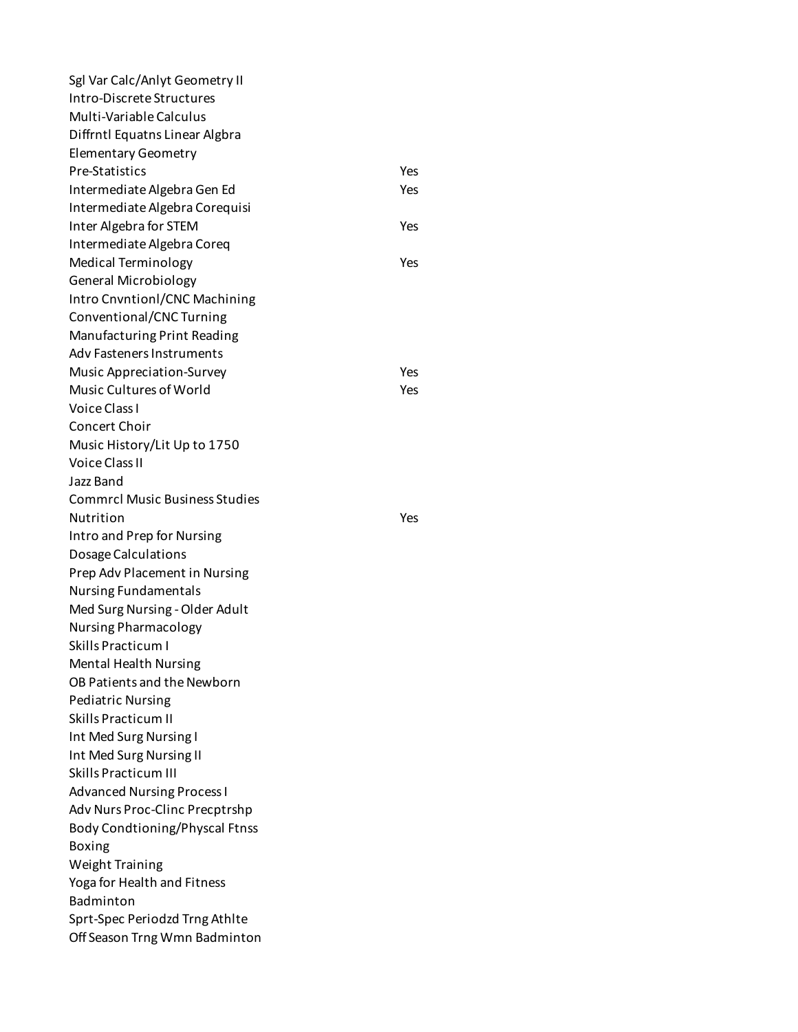| | |
|---|---|
| Sgl Var Calc/Anlyt Geometry II | |
| Intro-Discrete Structures | |
| Multi-Variable Calculus | |
| Diffrntl Equatns Linear Algbra | |
| Elementary Geometry | |
| Pre-Statistics | Yes |
| Intermediate Algebra Gen Ed | Yes |
| Intermediate Algebra Corequisi | |
| Inter Algebra for STEM | Yes |
| Intermediate Algebra Coreq | |
| Medical Terminology | Yes |
| General Microbiology | |
| Intro Cnvntionl/CNC Machining | |
| Conventional/CNC Turning | |
| Manufacturing Print Reading | |
| Adv Fasteners Instruments | |
| Music Appreciation-Survey | Yes |
| Music Cultures of World | Yes |
| Voice Class I | |
| Concert Choir | |
| Music History/Lit Up to 1750 | |
| Voice Class II | |
| Jazz Band | |
| Commrcl Music Business Studies | |
| Nutrition | Yes |
| Intro and Prep for Nursing | |
| Dosage Calculations | |
| Prep Adv Placement in Nursing | |
| Nursing Fundamentals | |
| Med Surg Nursing - Older Adult | |
| Nursing Pharmacology | |
| Skills Practicum I | |
| Mental Health Nursing | |
| OB Patients and the Newborn | |
| Pediatric Nursing | |
| Skills Practicum II | |
| Int Med Surg Nursing I | |
| Int Med Surg Nursing II | |
| Skills Practicum III | |
| Advanced Nursing Process I | |
| Adv Nurs Proc-Clinc Precptrshp | |
| Body Condtioning/Physcal Ftnss | |
| Boxing | |
| Weight Training | |
| Yoga for Health and Fitness | |
| Badminton | |
| Sprt-Spec Periodzd Trng Athlte | |
| Off Season Trng Wmn Badminton | |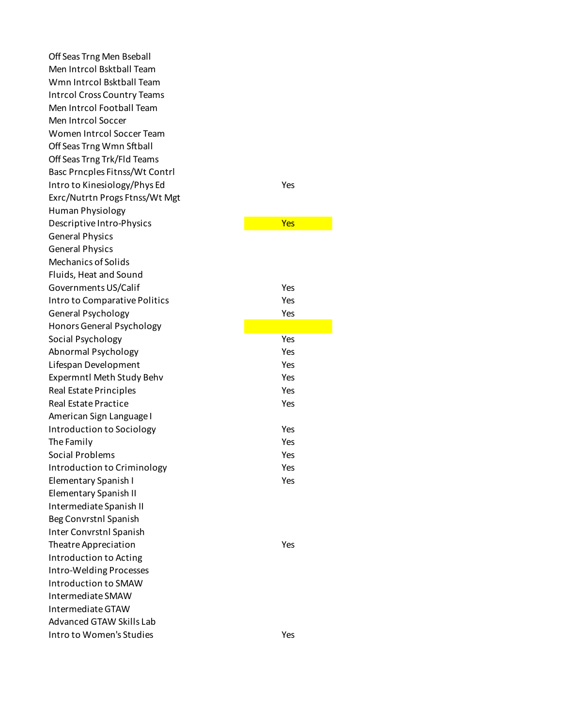| | |
|---|---|
| Off Seas Trng Men Bseball | |
| Men Intrcol Bsktball Team | |
| Wmn Intrcol Bsktball Team | |
| Intrcol Cross Country Teams | |
| Men Intrcol Football Team | |
| Men Intrcol Soccer | |
| Women Intrcol Soccer Team | |
| Off Seas Trng Wmn Sftball | |
| Off Seas Trng Trk/Fld Teams | |
| Basc Prncples Fitnss/Wt Contrl | |
| Intro to Kinesiology/Phys Ed | Yes |
| Exrc/Nutrtn Progs Ftnss/Wt Mgt | |
| Human Physiology | |
| Descriptive Intro-Physics | Yes |
| General Physics | |
| General Physics | |
| Mechanics of Solids | |
| Fluids, Heat and Sound | |
| Governments US/Calif | Yes |
| Intro to Comparative Politics | Yes |
| General Psychology | Yes |
| Honors General Psychology | |
| Social Psychology | Yes |
| Abnormal Psychology | Yes |
| Lifespan Development | Yes |
| Expermntl Meth Study Behv | Yes |
| Real Estate Principles | Yes |
| Real Estate Practice | Yes |
| American Sign Language I | |
| Introduction to Sociology | Yes |
| The Family | Yes |
| Social Problems | Yes |
| Introduction to Criminology | Yes |
| Elementary Spanish I | Yes |
| Elementary Spanish II | |
| Intermediate Spanish II | |
| Beg Convrstnl Spanish | |
| Inter Convrstnl Spanish | |
| Theatre Appreciation | Yes |
| Introduction to Acting | |
| Intro-Welding Processes | |
| Introduction to SMAW | |
| Intermediate SMAW | |
| Intermediate GTAW | |
| Advanced GTAW Skills Lab | |
| Intro to Women's Studies | Yes |